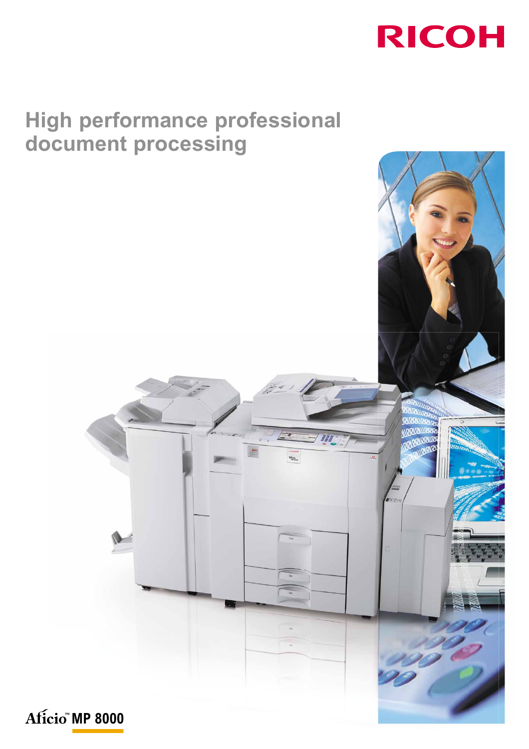RICOH

# High performance professional document processing

Aficio™ MP 8000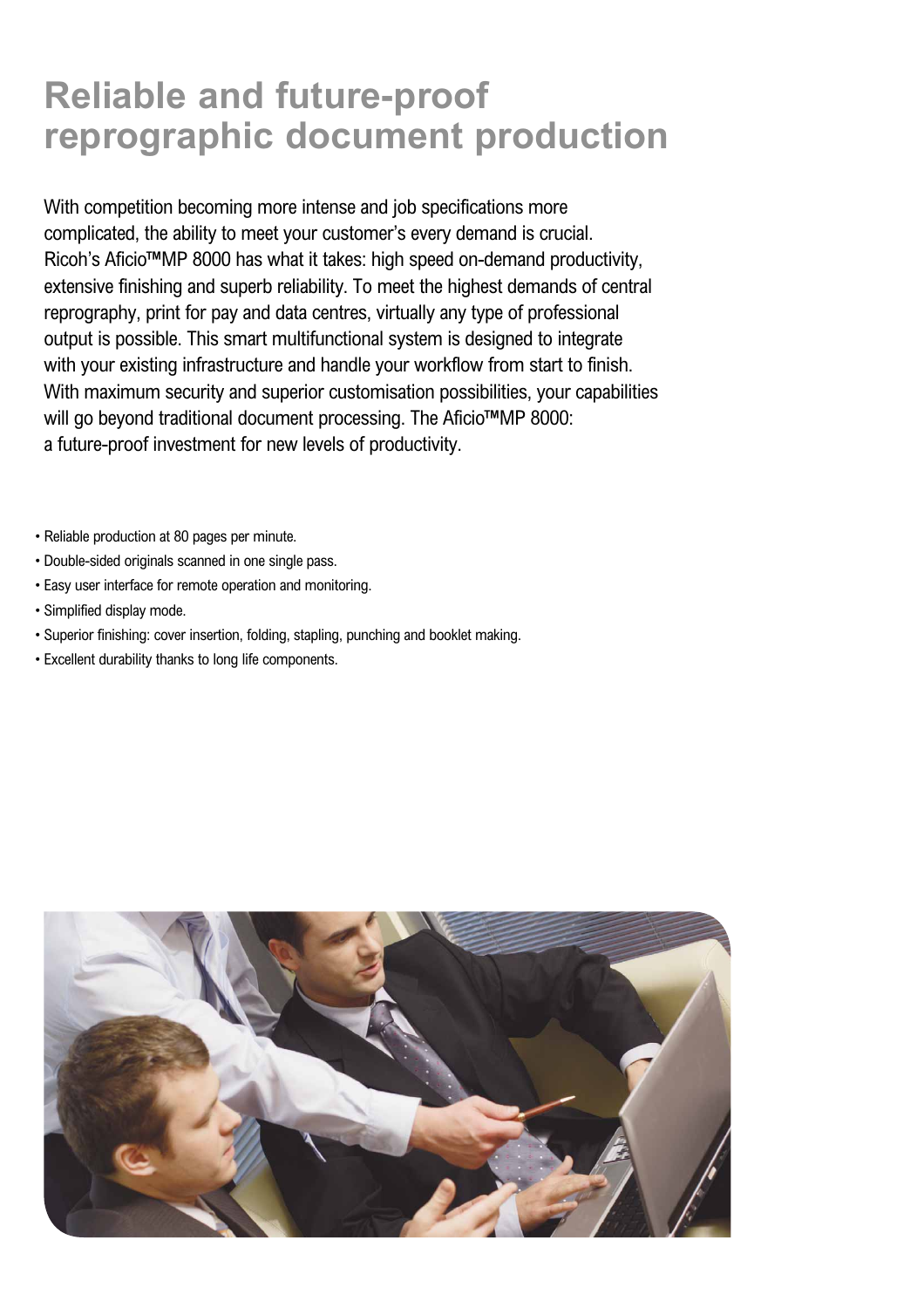# Reliable and future-proof reprographic document production

With competition becoming more intense and job specifications more complicated, the ability to meet your customer's every demand is crucial. Ricoh's Aficio™MP 8000 has what it takes: high speed on-demand productivity, extensive finishing and superb reliability. To meet the highest demands of central reprography, print for pay and data centres, virtually any type of professional output is possible. This smart multifunctional system is designed to integrate with your existing infrastructure and handle your workflow from start to finish. With maximum security and superior customisation possibilities, your capabilities will go beyond traditional document processing. The Aficio™MP 8000: a future-proof investment for new levels of productivity.

- Reliable production at 80 pages per minute.
- Double-sided originals scanned in one single pass.
- Easy user interface for remote operation and monitoring.
- Simplified display mode.
- Superior finishing: cover insertion, folding, stapling, punching and booklet making.
- Excellent durability thanks to long life components.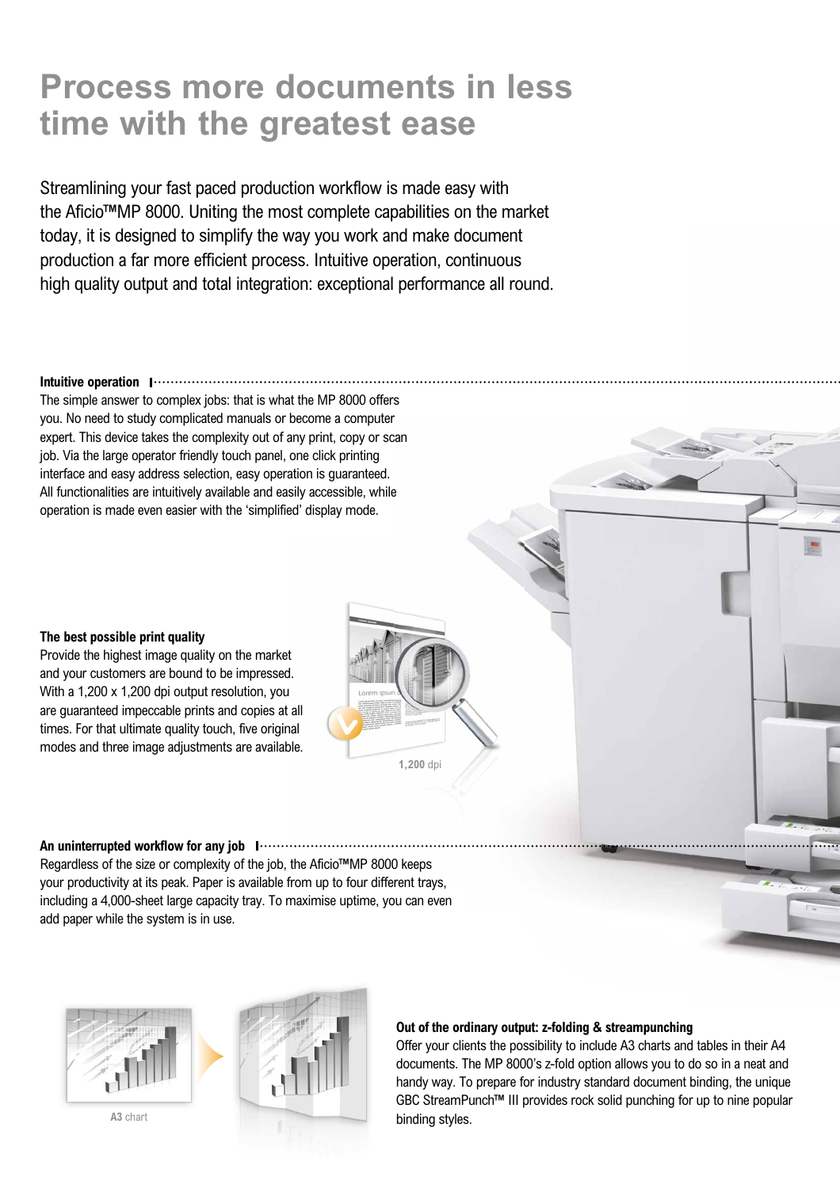# Process more documents in less time with the greatest ease

Streamlining your fast paced production workflow is made easy with the Aficio™MP 8000. Uniting the most complete capabilities on the market today, it is designed to simplify the way you work and make document production a far more efficient process. Intuitive operation, continuous high quality output and total integration: exceptional performance all round.

**Intuitive operation**

The simple answer to complex jobs: that is what the MP 8000 offers you. No need to study complicated manuals or become a computer expert. This device takes the complexity out of any print, copy or scan job. Via the large operator friendly touch panel, one click printing interface and easy address selection, easy operation is guaranteed. All functionalities are intuitively available and easily accessible, while operation is made even easier with the 'simplified' display mode.

**The best possible print quality**

Provide the highest image quality on the market and your customers are bound to be impressed. With a 1,200 x 1,200 dpi output resolution, you are guaranteed impeccable prints and copies at all times. For that ultimate quality touch, five original modes and three image adjustments are available.

**1,200** dpi

**An uninterrupted workflow for any job**

Regardless of the size or complexity of the job, the Aficio™MP 8000 keeps your productivity at its peak. Paper is available from up to four different trays, including a 4,000-sheet large capacity tray. To maximise uptime, you can even add paper while the system is in use.

**A3** chart

**Out of the ordinary output: z-folding & streampunching**

Offer your clients the possibility to include A3 charts and tables in their A4 documents. The MP 8000's z-fold option allows you to do so in a neat and handy way. To prepare for industry standard document binding, the unique GBC StreamPunch™ III provides rock solid punching for up to nine popular binding styles.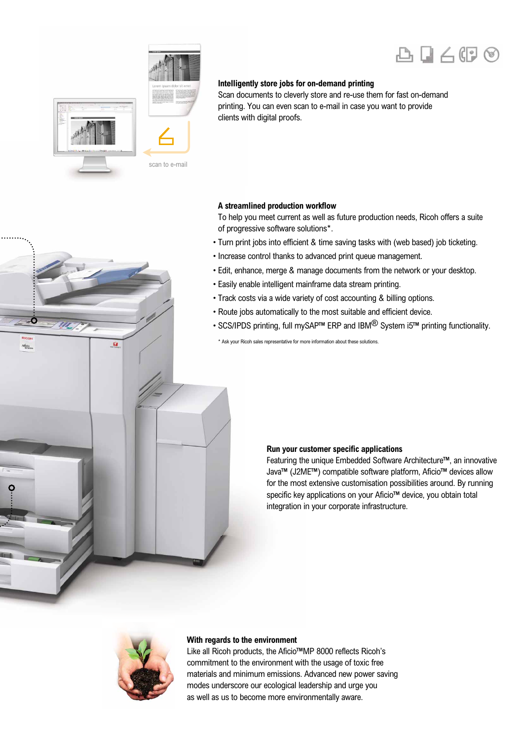scan to e-mail

### Intelligently store jobs for on-demand printing

Scan documents to cleverly store and re-use them for fast on-demand printing. You can even scan to e-mail in case you want to provide clients with digital proofs.

### A streamlined production workflow

To help you meet current as well as future production needs, Ricoh offers a suite of progressive software solutions*.

- Turn print jobs into efficient & time saving tasks with (web based) job ticketing.
- Increase control thanks to advanced print queue management.
- Edit, enhance, merge & manage documents from the network or your desktop.
- Easily enable intelligent mainframe data stream printing.
- Track costs via a wide variety of cost accounting & billing options.
- Route jobs automatically to the most suitable and efficient device.
- SCS/IPDS printing, full mySAP™ ERP and IBM® System i5™ printing functionality.

* Ask your Ricoh sales representative for more information about these solutions.

### Run your customer specific applications

Featuring the unique Embedded Software Architecture™, an innovative Java™ (J2ME™) compatible software platform, Aficio™ devices allow for the most extensive customisation possibilities around. By running specific key applications on your Aficio™ device, you obtain total integration in your corporate infrastructure.

### With regards to the environment

Like all Ricoh products, the Aficio™MP 8000 reflects Ricoh's commitment to the environment with the usage of toxic free materials and minimum emissions. Advanced new power saving modes underscore our ecological leadership and urge you as well as us to become more environmentally aware.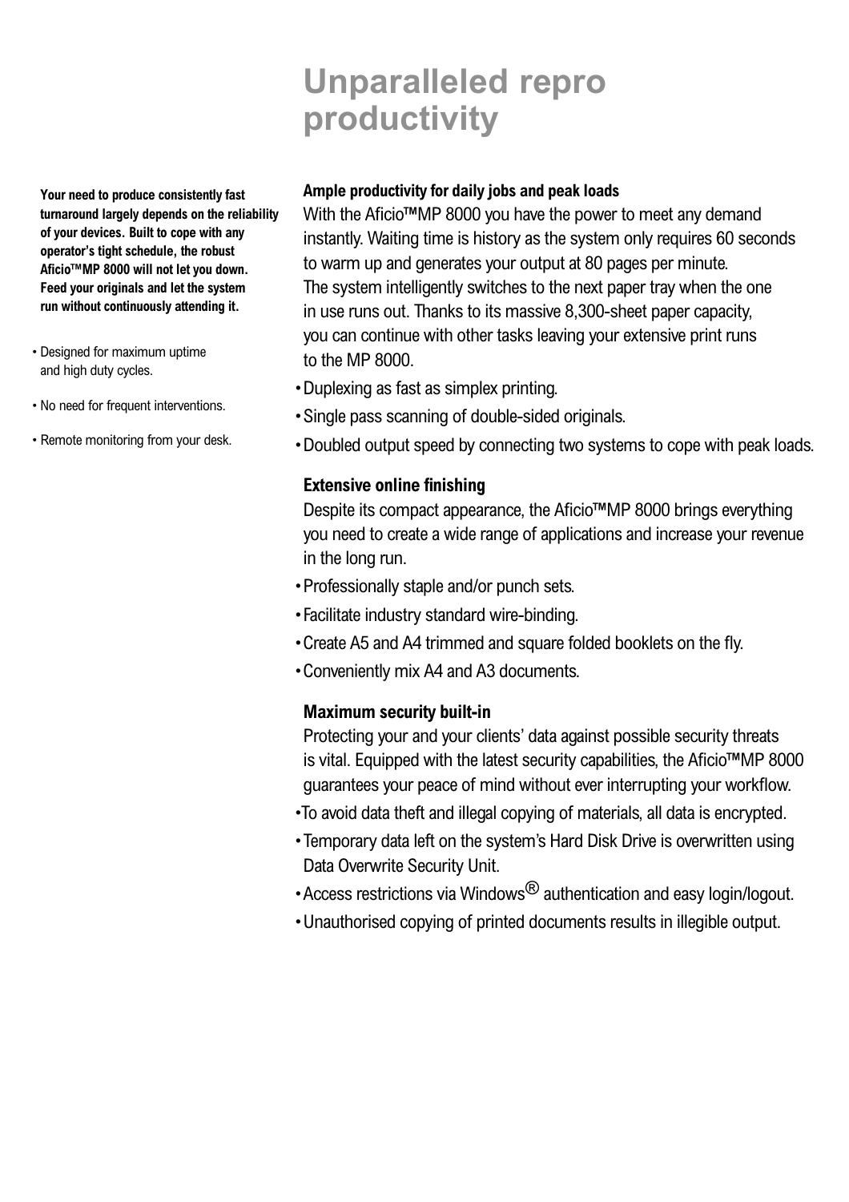# Unparalleled repro productivity

**Your need to produce consistently fast turnaround largely depends on the reliability of your devices. Built to cope with any operator's tight schedule, the robust Aficio™MP 8000 will not let you down. Feed your originals and let the system run without continuously attending it.**

- Designed for maximum uptime and high duty cycles.
- No need for frequent interventions.
- Remote monitoring from your desk.

### Ample productivity for daily jobs and peak loads

With the Aficio™MP 8000 you have the power to meet any demand instantly. Waiting time is history as the system only requires 60 seconds to warm up and generates your output at 80 pages per minute. The system intelligently switches to the next paper tray when the one in use runs out. Thanks to its massive 8,300-sheet paper capacity, you can continue with other tasks leaving your extensive print runs to the MP 8000.

- Duplexing as fast as simplex printing.
- Single pass scanning of double-sided originals.
- Doubled output speed by connecting two systems to cope with peak loads.

### Extensive online finishing

Despite its compact appearance, the Aficio™MP 8000 brings everything you need to create a wide range of applications and increase your revenue in the long run.

- Professionally staple and/or punch sets.
- Facilitate industry standard wire-binding.
- Create A5 and A4 trimmed and square folded booklets on the fly.
- Conveniently mix A4 and A3 documents.

### Maximum security built-in

Protecting your and your clients' data against possible security threats is vital. Equipped with the latest security capabilities, the Aficio™MP 8000 guarantees your peace of mind without ever interrupting your workflow.

- To avoid data theft and illegal copying of materials, all data is encrypted.
- Temporary data left on the system's Hard Disk Drive is overwritten using Data Overwrite Security Unit.
- Access restrictions via Windows® authentication and easy login/logout.
- Unauthorised copying of printed documents results in illegible output.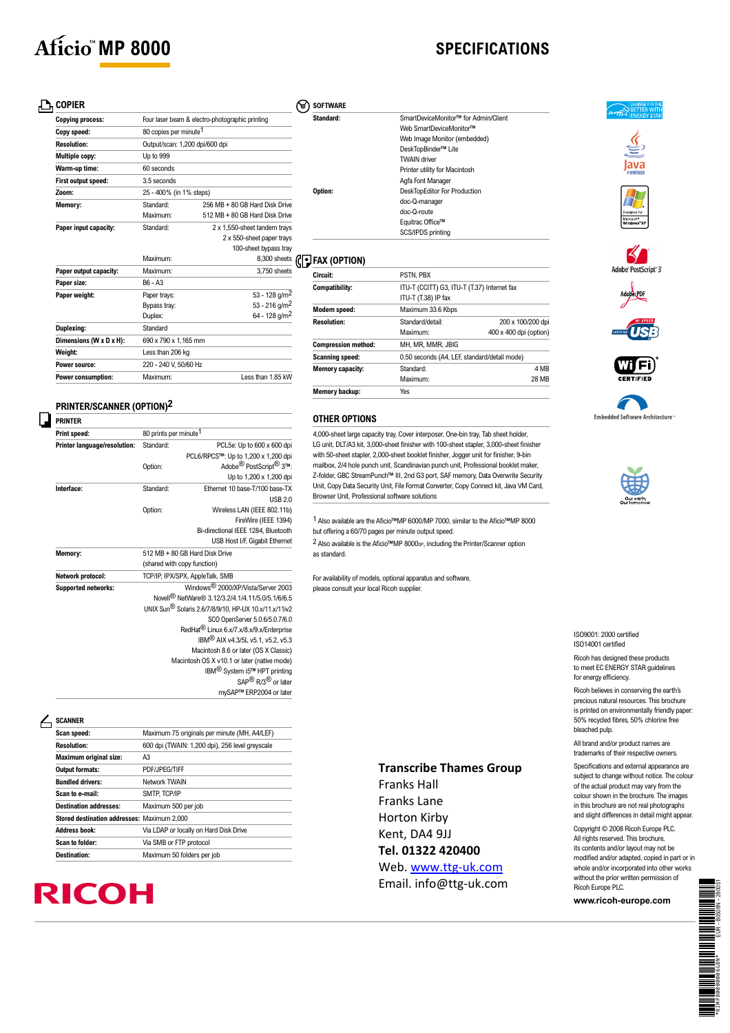# Aficio™ MP 8000

# SPECIFICATIONS

## COPIER

| | | |
|---|---|---|
| **Copying process:** | Four laser beam & electro-photographic printing | |
| **Copy speed:** | 80 copies per minute[1] | |
| **Resolution:** | Output/scan: 1,200 dpi/600 dpi | |
| **Multiple copy:** | Up to 999 | |
| **Warm-up time:** | 60 seconds | |
| **First output speed:** | 3.5 seconds | |
| **Zoom:** | 25 - 400% (in 1% steps) | |
| **Memory:** | Standard: | 256 MB + 80 GB Hard Disk Drive |
| | Maximum: | 512 MB + 80 GB Hard Disk Drive |
| **Paper input capacity:** | Standard: | 2 x 1,550-sheet tandem trays |
| | | 2 x 550-sheet paper trays |
| | | 100-sheet bypass tray |
| | Maximum: | 8,300 sheets |
| **Paper output capacity:** | Maximum: | 3,750 sheets |
| **Paper size:** | B6 - A3 | |
| **Paper weight:** | Paper trays: | 53 - 128 g/m² |
| | Bypass tray: | 53 - 216 g/m² |
| | Duplex: | 64 - 128 g/m² |
| **Duplexing:** | Standard | |
| **Dimensions (W x D x H):** | 690 x 790 x 1,165 mm | |
| **Weight:** | Less than 206 kg | |
| **Power source:** | 220 - 240 V, 50/60 Hz | |
| **Power consumption:** | Maximum: | Less than 1.85 kW |

## PRINTER/SCANNER (OPTION)[2]

### PRINTER

| | | |
|---|---|---|
| **Print speed:** | 80 prints per minute[1] | |
| **Printer language/resolution:** | Standard: | PCL5e: Up to 600 x 600 dpi |
| | | PCL6/RPCS™: Up to 1,200 x 1,200 dpi |
| | Option: | Adobe® PostScript® 3™: |
| | | Up to 1,200 x 1,200 dpi |
| **Interface:** | Standard: | Ethernet 10 base-T/100 base-TX |
| | | USB 2.0 |
| | Option: | Wireless LAN (IEEE 802.11b) |
| | | FireWire (IEEE 1394) |
| | | Bi-directional IEEE 1284, Bluetooth |
| | | USB Host I/F, Gigabit Ethernet |
| **Memory:** | 512 MB + 80 GB Hard Disk Drive | |
| | (shared with copy function) | |
| **Network protocol:** | TCP/IP, IPX/SPX, AppleTalk, SMB | |
| **Supported networks:** | Windows® 2000/XP/Vista/Server 2003 | |
| | Novell® NetWare® 3.12/3.2/4.1/4.11/5.0/5.1/6/6.5 | |
| | UNIX Sun® Solaris 2.6/7/8/9/10, HP-UX 10.x/11.x/11iv2 | |
| | SCO OpenServer 5.0.6/5.0.7/6.0 | |
| | RedHat® Linux 6.x/7.x/8.x/9.x/Enterprise | |
| | IBM® AIX v4.3/5L v5.1, v5.2, v5.3 | |
| | Macintosh 8.6 or later (OS X Classic) | |
| | Macintosh OS X v10.1 or later (native mode) | |
| | IBM® System i5™ HPT printing | |
| | SAP® R/3® or later | |
| | mySAP™ ERP2004 or later | |

### SCANNER

| | |
|---|---|
| **Scan speed:** | Maximum 75 originals per minute (MH, A4/LEF) |
| **Resolution:** | 600 dpi (TWAIN: 1,200 dpi), 256 level greyscale |
| **Maximum original size:** | A3 |
| **Output formats:** | PDF/JPEG/TIFF |
| **Bundled drivers:** | Network TWAIN |
| **Scan to e-mail:** | SMTP, TCP/IP |
| **Destination addresses:** | Maximum 500 per job |
| **Stored destination addresses:** | Maximum 2,000 |
| **Address book:** | Via LDAP or locally on Hard Disk Drive |
| **Scan to folder:** | Via SMB or FTP protocol |
| **Destination:** | Maximum 50 folders per job |

## SOFTWARE

| | |
|---|---|
| **Standard:** | SmartDeviceMonitor™ for Admin/Client |
| | Web SmartDeviceMonitor™ |
| | Web Image Monitor (embedded) |
| | DeskTopBinder™ Lite |
| | TWAIN driver |
| | Printer utility for Macintosh |
| | Agfa Font Manager |
| **Option:** | DeskTopEditor For Production |
| | doc-Q-manager |
| | doc-Q-route |
| | Equitrac Office™ |
| | SCS/IPDS printing |

## FAX (OPTION)

| | | |
|---|---|---|
| **Circuit:** | PSTN, PBX | |
| **Compatibility:** | ITU-T (CCITT) G3, ITU-T (T.37) Internet fax | |
| | ITU-T (T.38) IP fax | |
| **Modem speed:** | Maximum 33.6 Kbps | |
| **Resolution:** | Standard/detail: | 200 x 100/200 dpi |
| | Maximum: | 400 x 400 dpi (option) |
| **Compression method:** | MH, MR, MMR, JBIG | |
| **Scanning speed:** | 0.50 seconds (A4, LEF, standard/detail mode) | |
| **Memory capacity:** | Standard: | 4 MB |
| | Maximum: | 28 MB |
| **Memory backup:** | Yes | |

## OTHER OPTIONS

4,000-sheet large capacity tray, Cover interposer, One-bin tray, Tab sheet holder, LG unit, DLT/A3 kit, 3,000-sheet finisher with 100-sheet stapler, 3,000-sheet finisher with 50-sheet stapler, 2,000-sheet booklet finisher, Jogger unit for finisher, 9-bin mailbox, 2/4 hole punch unit, Scandinavian punch unit, Professional booklet maker, Z-folder, GBC StreamPunch™ III, 2nd G3 port, SAF memory, Data Overwrite Security Unit, Copy Data Security Unit, File Format Converter, Copy Connect kit, Java VM Card, Browser Unit, Professional software solutions

[1] Also available are the Aficio™MP 6000/MP 7000, similar to the Aficio™MP 8000 but offering a 60/70 pages per minute output speed.

[2] Also available is the Aficio™MP 8000SP, including the Printer/Scanner option as standard.

For availability of models, optional apparatus and software, please consult your local Ricoh supplier.

**Transcribe Thames Group**
Franks Hall
Franks Lane
Horton Kirby
Kent, DA4 9JJ
**Tel. 01322 420400**
Web. www.ttg-uk.com
Email. info@ttg-uk.com

ISO9001: 2000 certified
ISO14001 certified

Ricoh has designed these products to meet EC ENERGY STAR guidelines for energy efficiency.

Ricoh believes in conserving the earth's precious natural resources. This brochure is printed on environmentally friendly paper: 50% recycled fibres, 50% chlorine free bleached pulp.

All brand and/or product names are trademarks of their respective owners.

Specifications and external appearance are subject to change without notice. The colour of the actual product may vary from the colour shown in the brochure. The images in this brochure are not real photographs and slight differences in detail might appear.

Copyright © 2008 Ricoh Europe PLC. All rights reserved. This brochure, its contents and/or layout may not be modified and/or adapted, copied in part or in whole and/or incorporated into other works without the prior written permission of Ricoh Europe PLC.

**www.ricoh-europe.com**

RICOH

EUR - B0508N - 200051